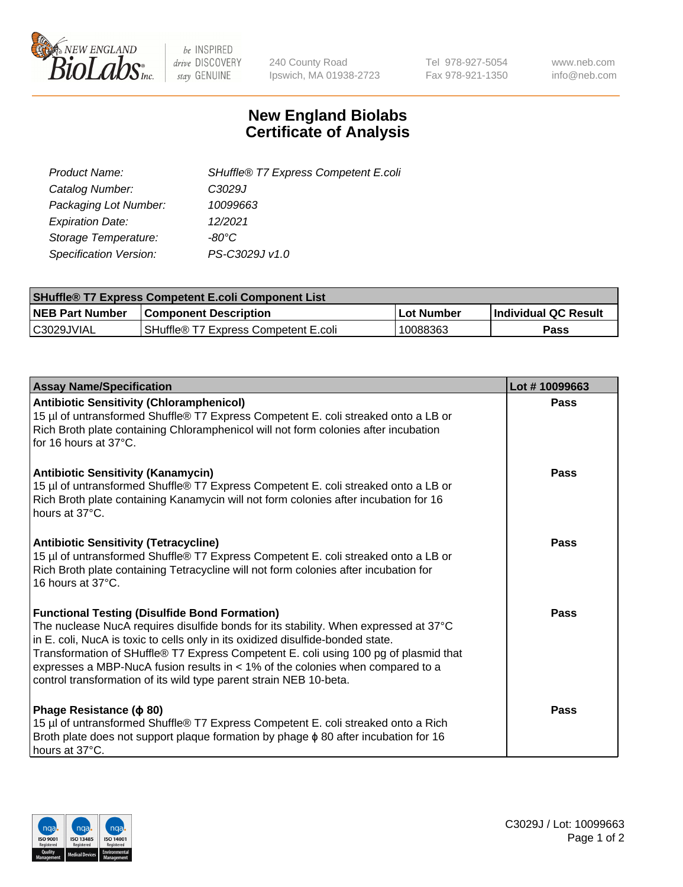240 County Road
Ipswich, MA 01938-2723

Tel 978-927-5054
Fax 978-921-1350

www.neb.com
info@neb.com

# New England Biolabs
# Certificate of Analysis

| | |
|---|---|
| *Product Name:* | *SHuffle® T7 Express Competent E.coli* |
| *Catalog Number:* | *C3029J* |
| *Packaging Lot Number:* | *10099663* |
| *Expiration Date:* | *12/2021* |
| *Storage Temperature:* | *-80°C* |
| *Specification Version:* | *PS-C3029J v1.0* |

| SHuffle® T7 Express Competent E.coli Component List | | | |
|---|---|---|---|
| **NEB Part Number** | **Component Description** | **Lot Number** | **Individual QC Result** |
| C3029JVIAL | SHuffle® T7 Express Competent E.coli | 10088363 | **Pass** |

| Assay Name/Specification | Lot # 10099663 |
|---|---|
| **Antibiotic Sensitivity (Chloramphenicol)** 15 µl of untransformed Shuffle® T7 Express Competent E. coli streaked onto a LB or Rich Broth plate containing Chloramphenicol will not form colonies after incubation for 16 hours at 37°C. | **Pass** |
| **Antibiotic Sensitivity (Kanamycin)** 15 µl of untransformed Shuffle® T7 Express Competent E. coli streaked onto a LB or Rich Broth plate containing Kanamycin will not form colonies after incubation for 16 hours at 37°C. | **Pass** |
| **Antibiotic Sensitivity (Tetracycline)** 15 µl of untransformed Shuffle® T7 Express Competent E. coli streaked onto a LB or Rich Broth plate containing Tetracycline will not form colonies after incubation for 16 hours at 37°C. | **Pass** |
| **Functional Testing (Disulfide Bond Formation)** The nuclease NucA requires disulfide bonds for its stability. When expressed at 37°C in E. coli, NucA is toxic to cells only in its oxidized disulfide-bonded state. Transformation of SHuffle® T7 Express Competent E. coli using 100 pg of plasmid that expresses a MBP-NucA fusion results in < 1% of the colonies when compared to a control transformation of its wild type parent strain NEB 10-beta. | **Pass** |
| **Phage Resistance (ϕ 80)** 15 µl of untransformed Shuffle® T7 Express Competent E. coli streaked onto a Rich Broth plate does not support plaque formation by phage ϕ 80 after incubation for 16 hours at 37°C. | **Pass** |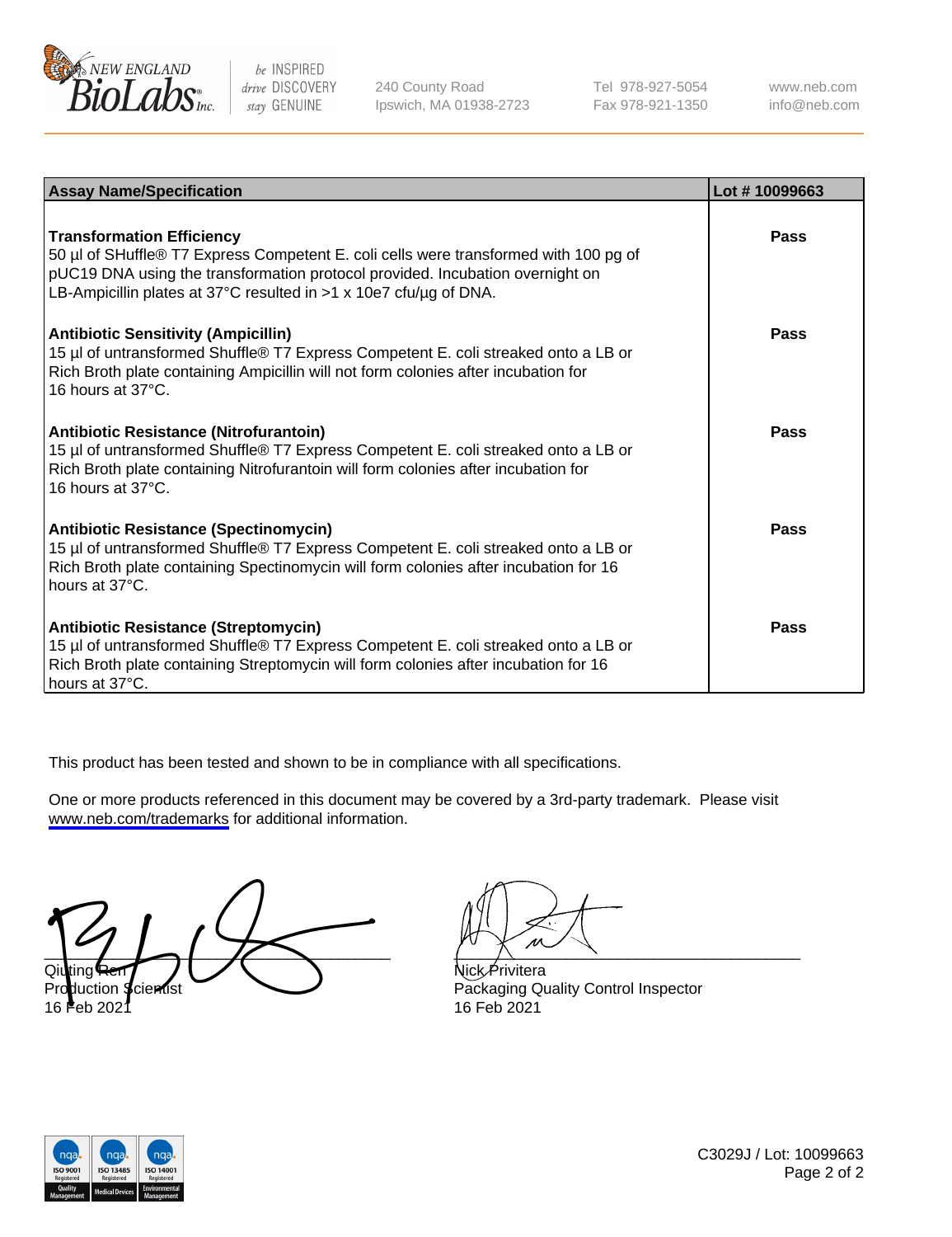| Assay Name/Specification | Lot # 10099663 |
|---|---|
| **Transformation Efficiency**<br>50 µl of SHuffle® T7 Express Competent E. coli cells were transformed with 100 pg of pUC19 DNA using the transformation protocol provided. Incubation overnight on LB-Ampicillin plates at 37°C resulted in >1 x 10e7 cfu/µg of DNA. | **Pass** |
| **Antibiotic Sensitivity (Ampicillin)**<br>15 µl of untransformed Shuffle® T7 Express Competent E. coli streaked onto a LB or Rich Broth plate containing Ampicillin will not form colonies after incubation for 16 hours at 37°C. | **Pass** |
| **Antibiotic Resistance (Nitrofurantoin)**<br>15 µl of untransformed Shuffle® T7 Express Competent E. coli streaked onto a LB or Rich Broth plate containing Nitrofurantoin will form colonies after incubation for 16 hours at 37°C. | **Pass** |
| **Antibiotic Resistance (Spectinomycin)**<br>15 µl of untransformed Shuffle® T7 Express Competent E. coli streaked onto a LB or Rich Broth plate containing Spectinomycin will form colonies after incubation for 16 hours at 37°C. | **Pass** |
| **Antibiotic Resistance (Streptomycin)**<br>15 µl of untransformed Shuffle® T7 Express Competent E. coli streaked onto a LB or Rich Broth plate containing Streptomycin will form colonies after incubation for 16 hours at 37°C. | **Pass** |

This product has been tested and shown to be in compliance with all specifications.

One or more products referenced in this document may be covered by a 3rd-party trademark. Please visit www.neb.com/trademarks for additional information.

Qiuting Ren
Production Scientist
16 Feb 2021

Nick Privitera
Packaging Quality Control Inspector
16 Feb 2021

C3029J / Lot: 10099663